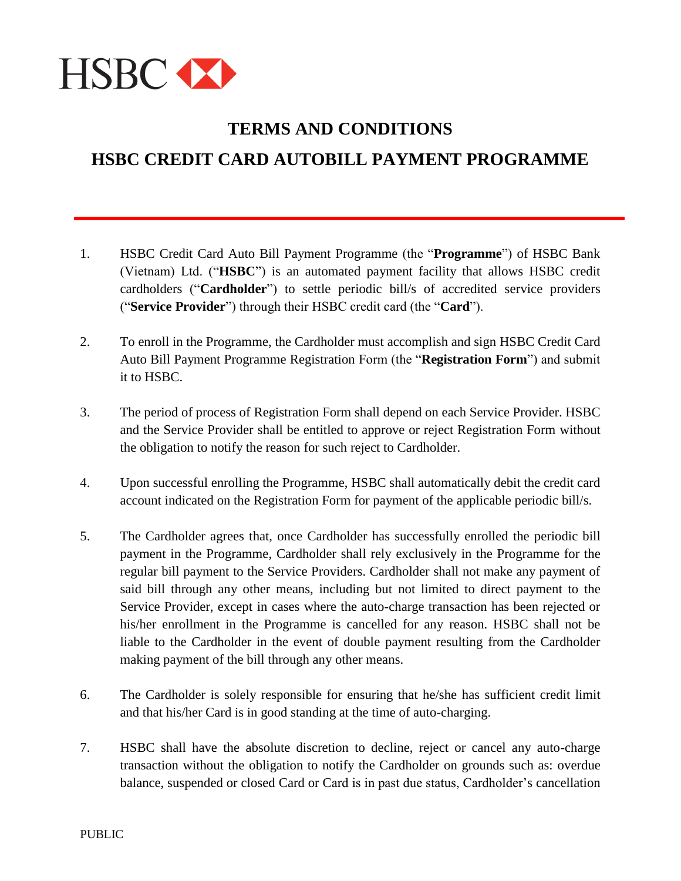HSBC

# TERMS AND CONDITIONS

# HSBC CREDIT CARD AUTOBILL PAYMENT PROGRAMME

1. HSBC Credit Card Auto Bill Payment Programme (the "**Programme**") of HSBC Bank (Vietnam) Ltd. ("**HSBC**") is an automated payment facility that allows HSBC credit cardholders ("**Cardholder**") to settle periodic bill/s of accredited service providers ("**Service Provider**") through their HSBC credit card (the "**Card**").

2. To enroll in the Programme, the Cardholder must accomplish and sign HSBC Credit Card Auto Bill Payment Programme Registration Form (the "**Registration Form**") and submit it to HSBC.

3. The period of process of Registration Form shall depend on each Service Provider. HSBC and the Service Provider shall be entitled to approve or reject Registration Form without the obligation to notify the reason for such reject to Cardholder.

4. Upon successful enrolling the Programme, HSBC shall automatically debit the credit card account indicated on the Registration Form for payment of the applicable periodic bill/s.

5. The Cardholder agrees that, once Cardholder has successfully enrolled the periodic bill payment in the Programme, Cardholder shall rely exclusively in the Programme for the regular bill payment to the Service Providers. Cardholder shall not make any payment of said bill through any other means, including but not limited to direct payment to the Service Provider, except in cases where the auto-charge transaction has been rejected or his/her enrollment in the Programme is cancelled for any reason. HSBC shall not be liable to the Cardholder in the event of double payment resulting from the Cardholder making payment of the bill through any other means.

6. The Cardholder is solely responsible for ensuring that he/she has sufficient credit limit and that his/her Card is in good standing at the time of auto-charging.

7. HSBC shall have the absolute discretion to decline, reject or cancel any auto-charge transaction without the obligation to notify the Cardholder on grounds such as: overdue balance, suspended or closed Card or Card is in past due status, Cardholder's cancellation

PUBLIC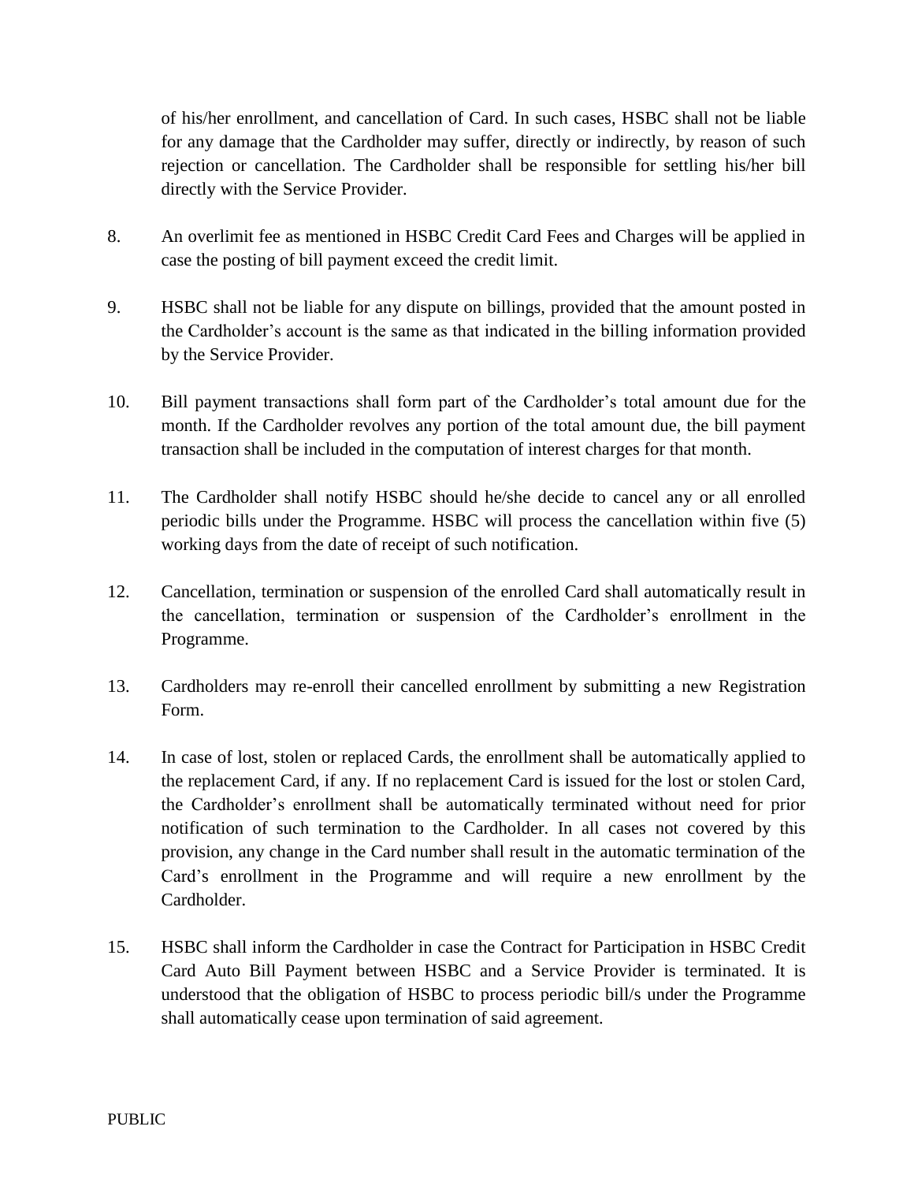of his/her enrollment, and cancellation of Card. In such cases, HSBC shall not be liable for any damage that the Cardholder may suffer, directly or indirectly, by reason of such rejection or cancellation. The Cardholder shall be responsible for settling his/her bill directly with the Service Provider.

8. An overlimit fee as mentioned in HSBC Credit Card Fees and Charges will be applied in case the posting of bill payment exceed the credit limit.

9. HSBC shall not be liable for any dispute on billings, provided that the amount posted in the Cardholder's account is the same as that indicated in the billing information provided by the Service Provider.

10. Bill payment transactions shall form part of the Cardholder's total amount due for the month. If the Cardholder revolves any portion of the total amount due, the bill payment transaction shall be included in the computation of interest charges for that month.

11. The Cardholder shall notify HSBC should he/she decide to cancel any or all enrolled periodic bills under the Programme. HSBC will process the cancellation within five (5) working days from the date of receipt of such notification.

12. Cancellation, termination or suspension of the enrolled Card shall automatically result in the cancellation, termination or suspension of the Cardholder's enrollment in the Programme.

13. Cardholders may re-enroll their cancelled enrollment by submitting a new Registration Form.

14. In case of lost, stolen or replaced Cards, the enrollment shall be automatically applied to the replacement Card, if any. If no replacement Card is issued for the lost or stolen Card, the Cardholder's enrollment shall be automatically terminated without need for prior notification of such termination to the Cardholder. In all cases not covered by this provision, any change in the Card number shall result in the automatic termination of the Card's enrollment in the Programme and will require a new enrollment by the Cardholder.

15. HSBC shall inform the Cardholder in case the Contract for Participation in HSBC Credit Card Auto Bill Payment between HSBC and a Service Provider is terminated. It is understood that the obligation of HSBC to process periodic bill/s under the Programme shall automatically cease upon termination of said agreement.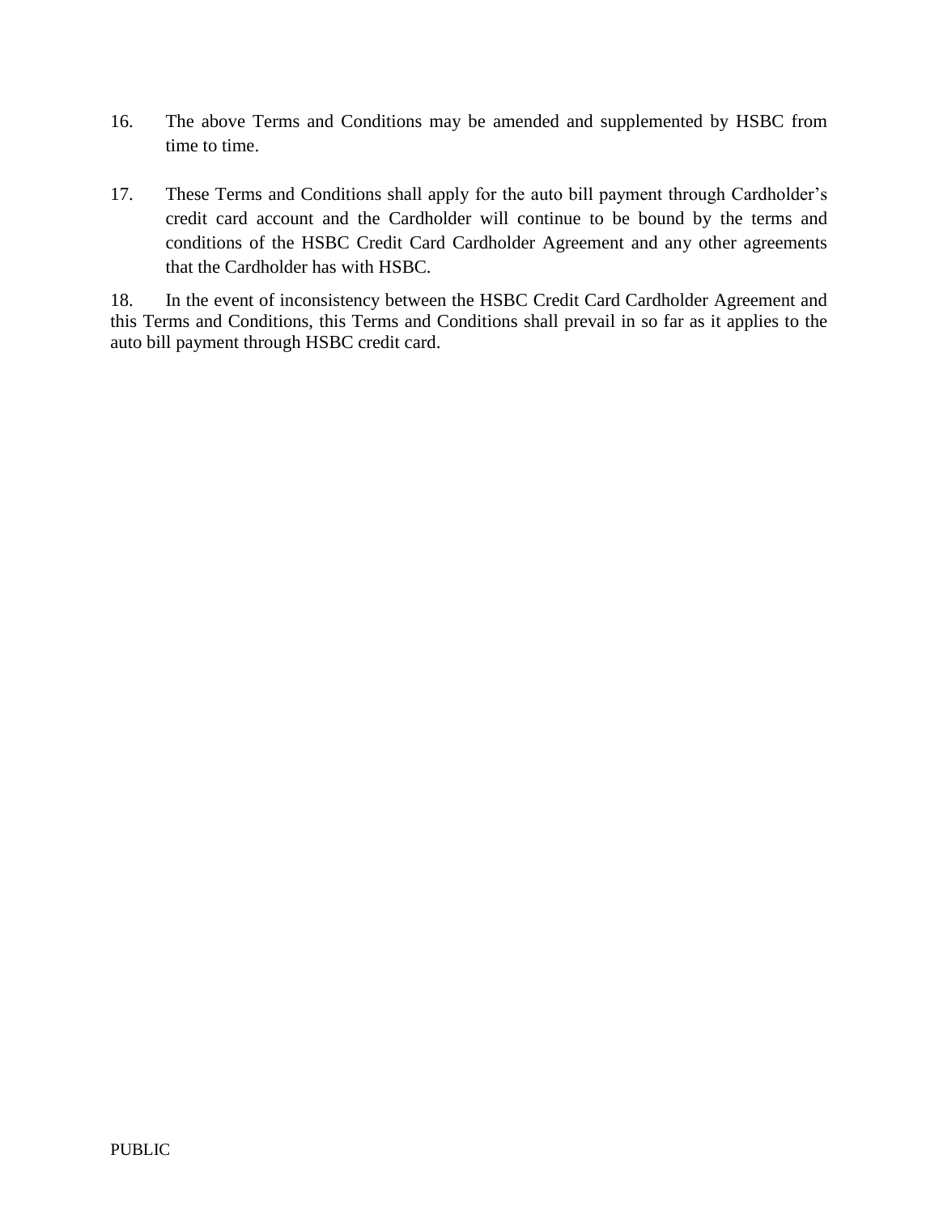16. The above Terms and Conditions may be amended and supplemented by HSBC from time to time.

17. These Terms and Conditions shall apply for the auto bill payment through Cardholder's credit card account and the Cardholder will continue to be bound by the terms and conditions of the HSBC Credit Card Cardholder Agreement and any other agreements that the Cardholder has with HSBC.

18. In the event of inconsistency between the HSBC Credit Card Cardholder Agreement and this Terms and Conditions, this Terms and Conditions shall prevail in so far as it applies to the auto bill payment through HSBC credit card.